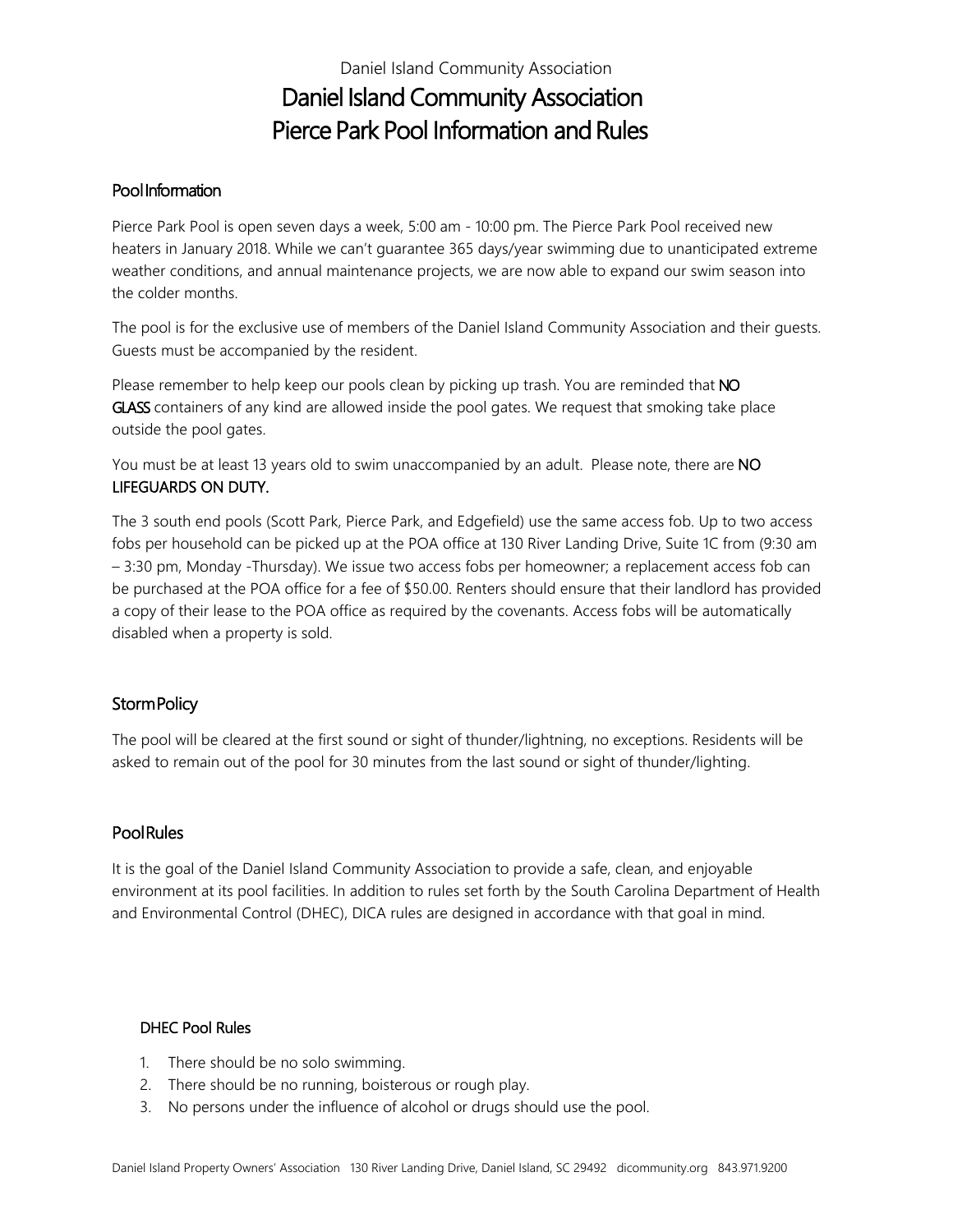Daniel Island Community Association

# Daniel Island Community Association
# Pierce Park Pool Information and Rules

## Pool Information

Pierce Park Pool is open seven days a week, 5:00 am - 10:00 pm. The Pierce Park Pool received new heaters in January 2018. While we can't guarantee 365 days/year swimming due to unanticipated extreme weather conditions, and annual maintenance projects, we are now able to expand our swim season into the colder months.

The pool is for the exclusive use of members of the Daniel Island Community Association and their guests. Guests must be accompanied by the resident.

Please remember to help keep our pools clean by picking up trash. You are reminded that **NO GLASS** containers of any kind are allowed inside the pool gates. We request that smoking take place outside the pool gates.

You must be at least 13 years old to swim unaccompanied by an adult. Please note, there are **NO LIFEGUARDS ON DUTY.**

The 3 south end pools (Scott Park, Pierce Park, and Edgefield) use the same access fob. Up to two access fobs per household can be picked up at the POA office at 130 River Landing Drive, Suite 1C from (9:30 am – 3:30 pm, Monday -Thursday). We issue two access fobs per homeowner; a replacement access fob can be purchased at the POA office for a fee of $50.00. Renters should ensure that their landlord has provided a copy of their lease to the POA office as required by the covenants. Access fobs will be automatically disabled when a property is sold.

## Storm Policy

The pool will be cleared at the first sound or sight of thunder/lightning, no exceptions. Residents will be asked to remain out of the pool for 30 minutes from the last sound or sight of thunder/lighting.

## Pool Rules

It is the goal of the Daniel Island Community Association to provide a safe, clean, and enjoyable environment at its pool facilities. In addition to rules set forth by the South Carolina Department of Health and Environmental Control (DHEC), DICA rules are designed in accordance with that goal in mind.

### DHEC Pool Rules

1. There should be no solo swimming.
2. There should be no running, boisterous or rough play.
3. No persons under the influence of alcohol or drugs should use the pool.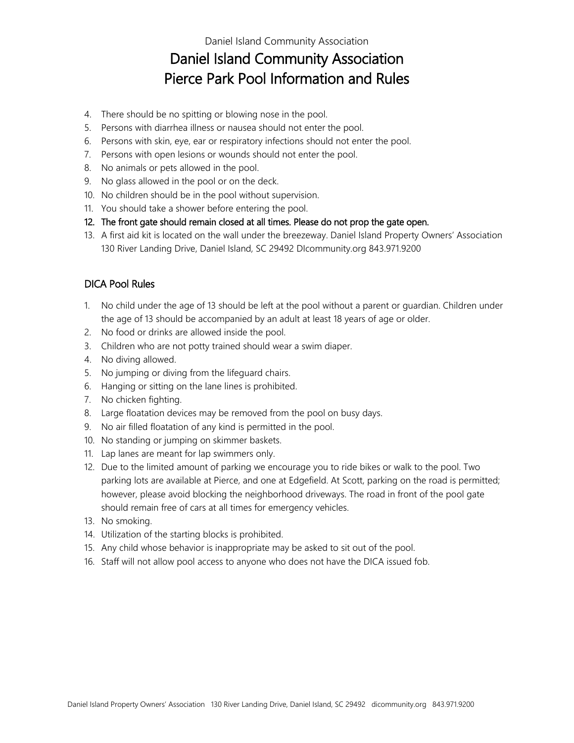# Daniel Island Community Association
# Pierce Park Pool Information and Rules

4. There should be no spitting or blowing nose in the pool.
5. Persons with diarrhea illness or nausea should not enter the pool.
6. Persons with skin, eye, ear or respiratory infections should not enter the pool.
7. Persons with open lesions or wounds should not enter the pool.
8. No animals or pets allowed in the pool.
9. No glass allowed in the pool or on the deck.
10. No children should be in the pool without supervision.
11. You should take a shower before entering the pool.
12. The front gate should remain closed at all times. Please do not prop the gate open.
13. A first aid kit is located on the wall under the breezeway. Daniel Island Property Owners' Association 130 River Landing Drive, Daniel Island, SC 29492 DIcommunity.org 843.971.9200

## DICA Pool Rules

1. No child under the age of 13 should be left at the pool without a parent or guardian. Children under the age of 13 should be accompanied by an adult at least 18 years of age or older.
2. No food or drinks are allowed inside the pool.
3. Children who are not potty trained should wear a swim diaper.
4. No diving allowed.
5. No jumping or diving from the lifeguard chairs.
6. Hanging or sitting on the lane lines is prohibited.
7. No chicken fighting.
8. Large floatation devices may be removed from the pool on busy days.
9. No air filled floatation of any kind is permitted in the pool.
10. No standing or jumping on skimmer baskets.
11. Lap lanes are meant for lap swimmers only.
12. Due to the limited amount of parking we encourage you to ride bikes or walk to the pool. Two parking lots are available at Pierce, and one at Edgefield. At Scott, parking on the road is permitted; however, please avoid blocking the neighborhood driveways. The road in front of the pool gate should remain free of cars at all times for emergency vehicles.
13. No smoking.
14. Utilization of the starting blocks is prohibited.
15. Any child whose behavior is inappropriate may be asked to sit out of the pool.
16. Staff will not allow pool access to anyone who does not have the DICA issued fob.